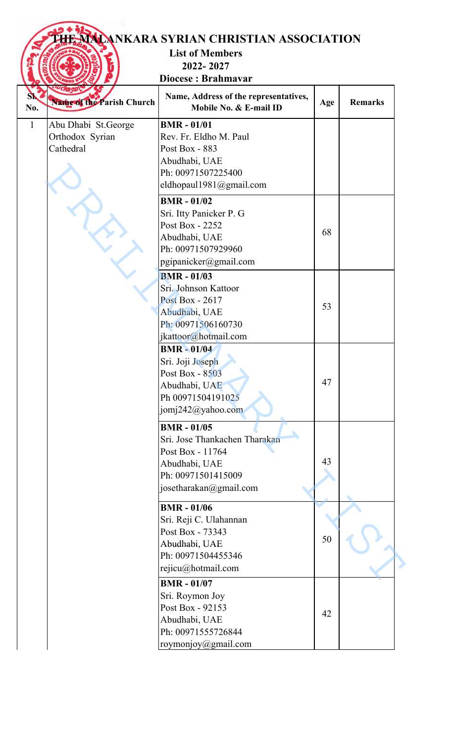# THE MALANKARA SYRIAN CHRISTIAN ASSOCIATION

**List of Members**

**2022- 2027**

**Diocese : Brahmavar**

| Sl. No. | Name of the Parish Church | Name, Address of the representatives, Mobile No. & E-mail ID | Age | Remarks |
|---|---|---|---|---|
| 1 | Abu Dhabi St.George Orthodox Syrian Cathedral | **BMR - 01/01**<br>Rev. Fr. Eldho M. Paul<br>Post Box - 883<br>Abudhabi, UAE<br>Ph: 00971507225400<br>eldhopaul1981@gmail.com | | |
| | | **BMR - 01/02**<br>Sri. Itty Panicker P. G<br>Post Box - 2252<br>Abudhabi, UAE<br>Ph: 00971507929960<br>pgipanicker@gmail.com | 68 | |
| | | **BMR - 01/03**<br>Sri. Johnson Kattoor<br>Post Box - 2617<br>Abudhabi, UAE<br>Ph: 00971506160730<br>jkattoor@hotmail.com | 53 | |
| | | **BMR - 01/04**<br>Sri. Joji Joseph<br>Post Box - 8503<br>Abudhabi, UAE<br>Ph 00971504191025<br>jomj242@yahoo.com | 47 | |
| | | **BMR - 01/05**<br>Sri. Jose Thankachen Tharakan<br>Post Box - 11764<br>Abudhabi, UAE<br>Ph: 00971501415009<br>josetharakan@gmail.com | 43 | |
| | | **BMR - 01/06**<br>Sri. Reji C. Ulahannan<br>Post Box - 73343<br>Abudhabi, UAE<br>Ph: 00971504455346<br>rejicu@hotmail.com | 50 | |
| | | **BMR - 01/07**<br>Sri. Roymon Joy<br>Post Box - 92153<br>Abudhabi, UAE<br>Ph: 00971555726844<br>roymonjoy@gmail.com | 42 | |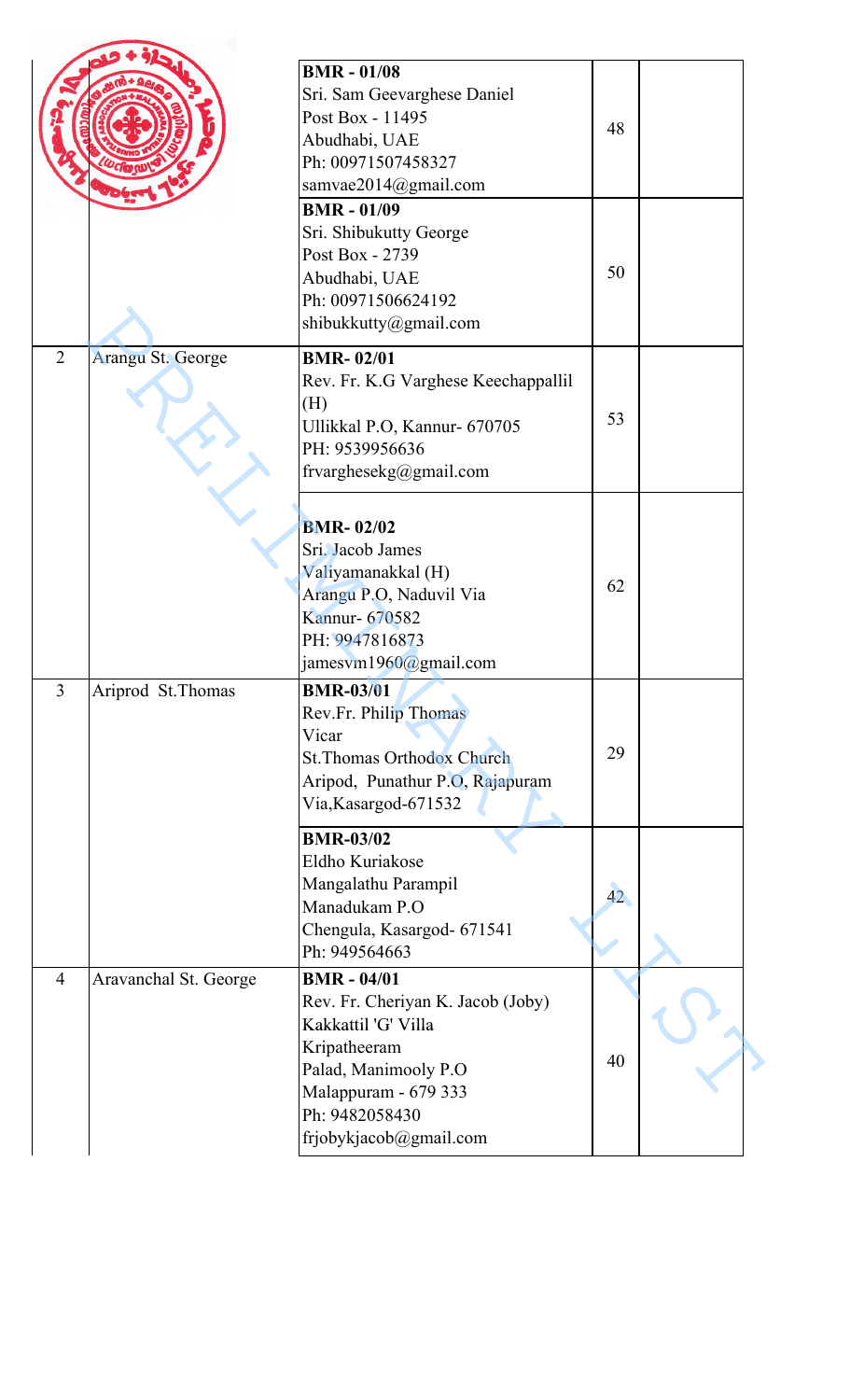| | | | | |
|---|---|---|---|---|
| | | **BMR - 01/08**<br>Sri. Sam Geevarghese Daniel<br>Post Box - 11495<br>Abudhabi, UAE<br>Ph: 00971507458327<br>samvae2014@gmail.com | 48 | |
| | | **BMR - 01/09**<br>Sri. Shibukutty George<br>Post Box - 2739<br>Abudhabi, UAE<br>Ph: 00971506624192<br>shibukkutty@gmail.com | 50 | |
| 2 | Arangu St. George | **BMR- 02/01**<br>Rev. Fr. K.G Varghese Keechappallil (H)<br>Ullikkal P.O, Kannur- 670705<br>PH: 9539956636<br>frvarghesekg@gmail.com | 53 | |
| | | **BMR- 02/02**<br>Sri. Jacob James<br>Valiyamanakkal (H)<br>Arangu P.O, Naduvil Via<br>Kannur- 670582<br>PH: 9947816873<br>jamesvm1960@gmail.com | 62 | |
| 3 | Ariprod St.Thomas | **BMR-03/01**<br>Rev.Fr. Philip Thomas<br>Vicar<br>St.Thomas Orthodox Church<br>Aripod, Punathur P.O, Rajapuram Via,Kasargod-671532 | 29 | |
| | | **BMR-03/02**<br>Eldho Kuriakose<br>Mangalathu Parampil<br>Manadukam P.O<br>Chengula, Kasargod- 671541<br>Ph: 949564663 | 42 | |
| 4 | Aravanchal St. George | **BMR - 04/01**<br>Rev. Fr. Cheriyan K. Jacob (Joby)<br>Kakkattil 'G' Villa<br>Kripatheeram<br>Palad, Manimooly P.O<br>Malappuram - 679 333<br>Ph: 9482058430<br>frjobykjacob@gmail.com | 40 | |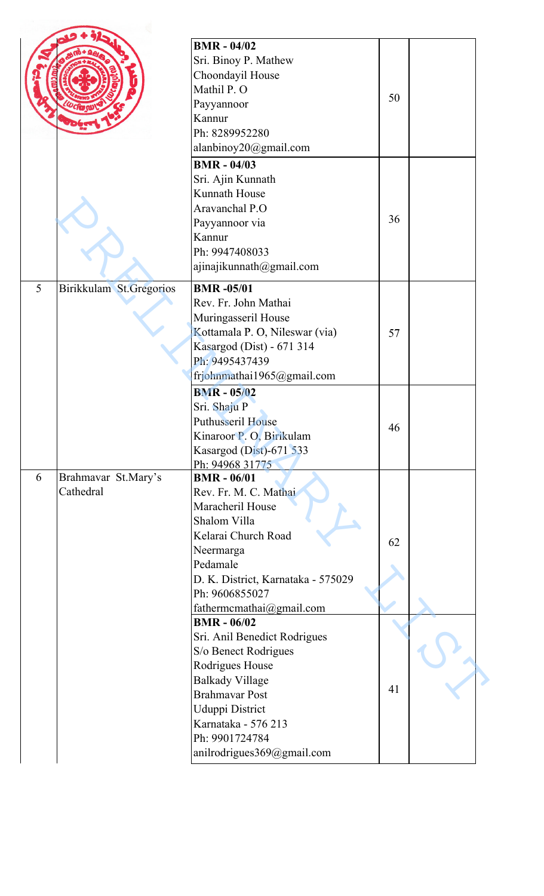| | | | | |
|---|---|---|---|---|
| | | **BMR - 04/02**<br>Sri. Binoy P. Mathew<br>Choondayil House<br>Mathil P. O<br>Payyannoor<br>Kannur<br>Ph: 8289952280<br>alanbinoy20@gmail.com | 50 | |
| | | **BMR - 04/03**<br>Sri. Ajin Kunnath<br>Kunnath House<br>Aravanchal P.O<br>Payyannoor via<br>Kannur<br>Ph: 9947408033<br>ajinajikunnath@gmail.com | 36 | |
| 5 | Birikkulam St.Gregorios | **BMR -05/01**<br>Rev. Fr. John Mathai<br>Muringasseril House<br>Kottamala P. O, Nileswar (via)<br>Kasargod (Dist) - 671 314<br>Ph: 9495437439<br>frjohnmathai1965@gmail.com | 57 | |
| | | **BMR - 05/02**<br>Sri. Shaju P<br>Puthusseril House<br>Kinaroor P. O, Birikulam<br>Kasargod (Dist)-671 533<br>Ph: 94968 31775 | 46 | |
| 6 | Brahmavar St.Mary's Cathedral | **BMR - 06/01**<br>Rev. Fr. M. C. Mathai<br>Maracheril House<br>Shalom Villa<br>Kelarai Church Road<br>Neermarga<br>Pedamale<br>D. K. District, Karnataka - 575029<br>Ph: 9606855027<br>fathermcmathai@gmail.com | 62 | |
| | | **BMR - 06/02**<br>Sri. Anil Benedict Rodrigues<br>S/o Benect Rodrigues<br>Rodrigues House<br>Balkady Village<br>Brahmavar Post<br>Uduppi District<br>Karnataka - 576 213<br>Ph: 9901724784<br>anilrodrigues369@gmail.com | 41 | |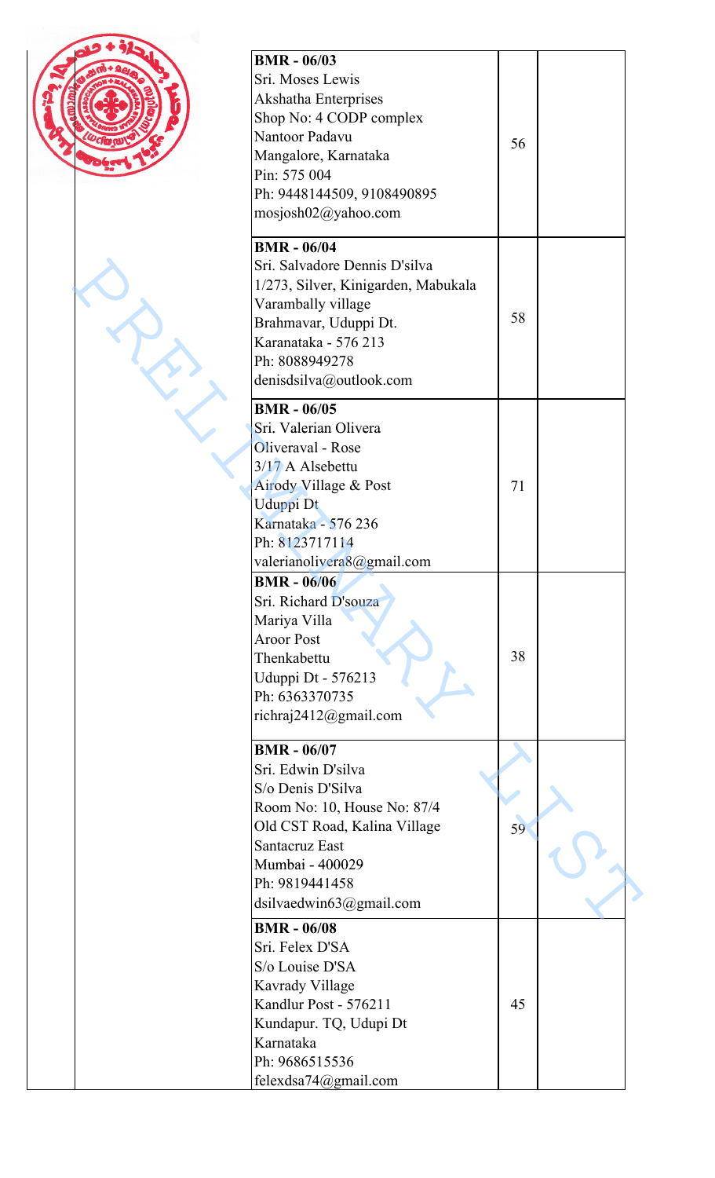| | BMR - 06/03<br>Sri. Moses Lewis<br>Akshatha Enterprises<br>Shop No: 4 CODP complex<br>Nantoor Padavu<br>Mangalore, Karnataka<br>Pin: 575 004<br>Ph: 9448144509, 9108490895<br>mosjosh02@yahoo.com | 56 | |
|---|---|---|---|
| | **BMR - 06/04**<br>Sri. Salvadore Dennis D'silva<br>1/273, Silver, Kinigarden, Mabukala<br>Varambally village<br>Brahmavar, Uduppi Dt.<br>Karanataka - 576 213<br>Ph: 8088949278<br>denisdsilva@outlook.com | 58 | |
| | **BMR - 06/05**<br>Sri. Valerian Olivera<br>Oliveraval - Rose<br>3/17 A Alsebettu<br>Airody Village & Post<br>Uduppi Dt<br>Karnataka - 576 236<br>Ph: 8123717114<br>valerianolivera8@gmail.com | 71 | |
| | **BMR - 06/06**<br>Sri. Richard D'souza<br>Mariya Villa<br>Aroor Post<br>Thenkabettu<br>Uduppi Dt - 576213<br>Ph: 6363370735<br>richraj2412@gmail.com | 38 | |
| | **BMR - 06/07**<br>Sri. Edwin D'silva<br>S/o Denis D'Silva<br>Room No: 10, House No: 87/4<br>Old CST Road, Kalina Village<br>Santacruz East<br>Mumbai - 400029<br>Ph: 9819441458<br>dsilvaedwin63@gmail.com | 59 | |
| | **BMR - 06/08**<br>Sri. Felex D'SA<br>S/o Louise D'SA<br>Kavrady Village<br>Kandlur Post - 576211<br>Kundapur. TQ, Udupi Dt<br>Karnataka<br>Ph: 9686515536<br>felexdsa74@gmail.com | 45 | |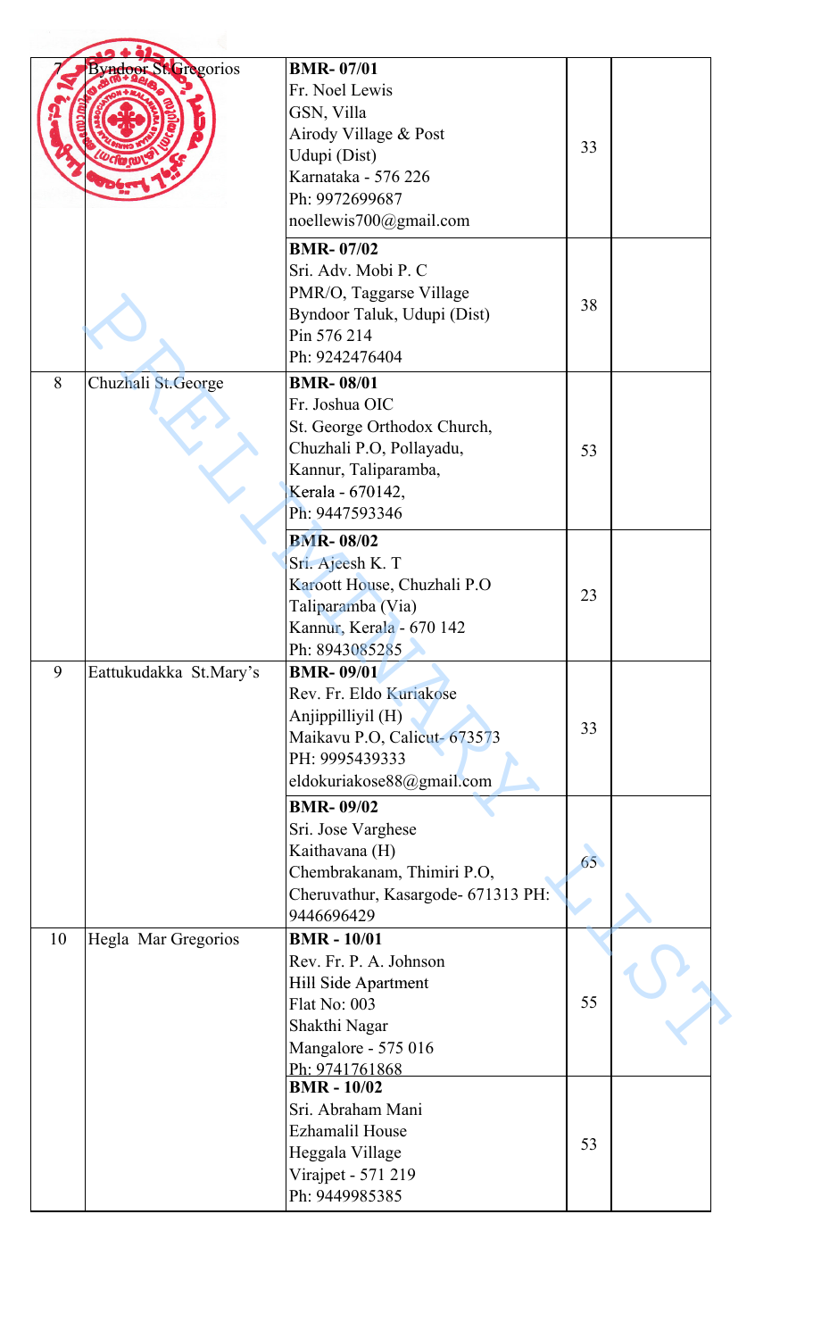| 7 | Byndoor St.Gregorios | **BMR- 07/01**<br>Fr. Noel Lewis<br>GSN, Villa<br>Airody Village & Post<br>Udupi (Dist)<br>Karnataka - 576 226<br>Ph: 9972699687<br>noellewis700@gmail.com | 33 | |
|---|---|---|---|---|
| | | **BMR- 07/02**<br>Sri. Adv. Mobi P. C<br>PMR/O, Taggarse Village<br>Byndoor Taluk, Udupi (Dist)<br>Pin 576 214<br>Ph: 9242476404 | 38 | |
| 8 | Chuzhali St.George | **BMR- 08/01**<br>Fr. Joshua OIC<br>St. George Orthodox Church,<br>Chuzhali P.O, Pollayadu,<br>Kannur, Taliparamba,<br>Kerala - 670142,<br>Ph: 9447593346 | 53 | |
| | | **BMR- 08/02**<br>Sri. Ajeesh K. T<br>Karoott House, Chuzhali P.O<br>Taliparamba (Via)<br>Kannur, Kerala - 670 142<br>Ph: 8943085285 | 23 | |
| 9 | Eattukudakka St.Mary's | **BMR- 09/01**<br>Rev. Fr. Eldo Kuriakose<br>Anjippilliyil (H)<br>Maikavu P.O, Calicut- 673573<br>PH: 9995439333<br>eldokuriakose88@gmail.com | 33 | |
| | | **BMR- 09/02**<br>Sri. Jose Varghese<br>Kaithavana (H)<br>Chembrakanam, Thimiri P.O,<br>Cheruvathur, Kasargode- 671313 PH: 9446696429 | 65 | |
| 10 | Hegla Mar Gregorios | **BMR - 10/01**<br>Rev. Fr. P. A. Johnson<br>Hill Side Apartment<br>Flat No: 003<br>Shakthi Nagar<br>Mangalore - 575 016<br>Ph: 9741761868 | 55 | |
| | | **BMR - 10/02**<br>Sri. Abraham Mani<br>Ezhamalil House<br>Heggala Village<br>Virajpet - 571 219<br>Ph: 9449985385 | 53 | |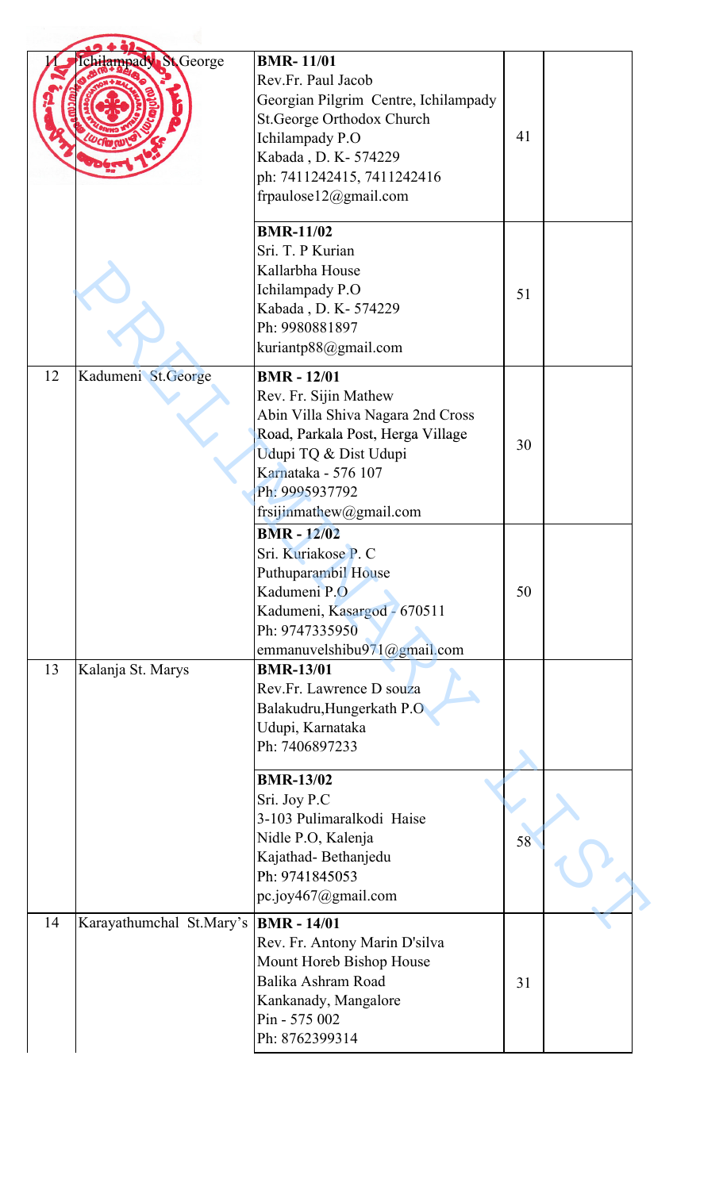| | | | | |
|---|---|---|---|---|
| 11 | Ichilampady St.George | **BMR- 11/01**<br>Rev.Fr. Paul Jacob<br>Georgian Pilgrim Centre, Ichilampady<br>St.George Orthodox Church<br>Ichilampady P.O<br>Kabada , D. K- 574229<br>ph: 7411242415, 7411242416<br>frpaulose12@gmail.com | 41 | |
| | | **BMR-11/02**<br>Sri. T. P Kurian<br>Kallarbha House<br>Ichilampady P.O<br>Kabada , D. K- 574229<br>Ph: 9980881897<br>kuriantp88@gmail.com | 51 | |
| 12 | Kadumeni St.George | **BMR - 12/01**<br>Rev. Fr. Sijin Mathew<br>Abin Villa Shiva Nagara 2nd Cross Road, Parkala Post, Herga Village<br>Udupi TQ & Dist Udupi<br>Karnataka - 576 107<br>Ph: 9995937792<br>frsijinmathew@gmail.com | 30 | |
| | | **BMR - 12/02**<br>Sri. Kuriakose P. C<br>Puthuparambil House<br>Kadumeni P.O<br>Kadumeni, Kasargod - 670511<br>Ph: 9747335950<br>emmanuvelshibu971@gmail.com | 50 | |
| 13 | Kalanja St. Marys | **BMR-13/01**<br>Rev.Fr. Lawrence D souza<br>Balakudru,Hungerkath P.O<br>Udupi, Karnataka<br>Ph: 7406897233 | | |
| | | **BMR-13/02**<br>Sri. Joy P.C<br>3-103 Pulimaralkodi Haise<br>Nidle P.O, Kalenja<br>Kajathad- Bethanjedu<br>Ph: 9741845053<br>pc.joy467@gmail.com | 58 | |
| 14 | Karayathumchal St.Mary's | **BMR - 14/01**<br>Rev. Fr. Antony Marin D'silva<br>Mount Horeb Bishop House<br>Balika Ashram Road<br>Kankanady, Mangalore<br>Pin - 575 002<br>Ph: 8762399314 | 31 | |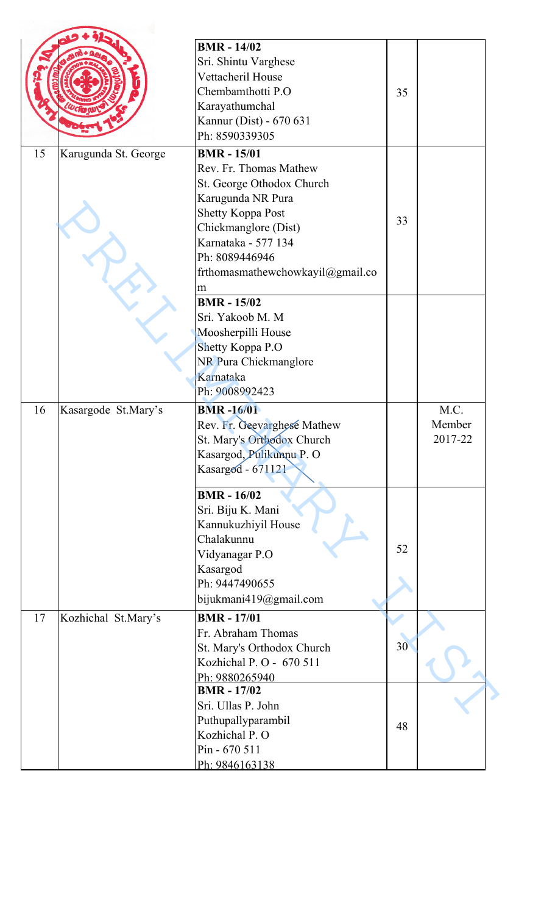| | | | | |
|---|---|---|---|---|
| | | **BMR - 14/02**<br>Sri. Shintu Varghese<br>Vettacheril House<br>Chembamthotti P.O<br>Karayathumchal<br>Kannur (Dist) - 670 631<br>Ph: 8590339305 | 35 | |
| 15 | Karugunda St. George | **BMR - 15/01**<br>Rev. Fr. Thomas Mathew<br>St. George Othodox Church<br>Karugunda NR Pura<br>Shetty Koppa Post<br>Chickmanglore (Dist)<br>Karnataka - 577 134<br>Ph: 8089446946<br>frthomasmathewchowkayil@gmail.com | 33 | |
| | | **BMR - 15/02**<br>Sri. Yakoob M. M<br>Moosherpilli House<br>Shetty Koppa P.O<br>NR Pura Chickmanglore<br>Karnataka<br>Ph: 9008992423 | | |
| 16 | Kasargode St.Mary's | **BMR -16/01**<br>Rev. Fr. Geevarghese Mathew<br>St. Mary's Orthodox Church<br>Kasargod, Pulikunnu P. O<br>Kasargod - 671121 | | M.C. Member 2017-22 |
| | | **BMR - 16/02**<br>Sri. Biju K. Mani<br>Kannukuzhiyil House<br>Chalakunnu<br>Vidyanagar P.O<br>Kasargod<br>Ph: 9447490655<br>bijukmani419@gmail.com | 52 | |
| 17 | Kozhichal St.Mary's | **BMR - 17/01**<br>Fr. Abraham Thomas<br>St. Mary's Orthodox Church<br>Kozhichal P. O - 670 511<br>Ph: 9880265940 | 30 | |
| | | **BMR - 17/02**<br>Sri. Ullas P. John<br>Puthupallyparambil<br>Kozhichal P. O<br>Pin - 670 511<br>Ph: 9846163138 | 48 | |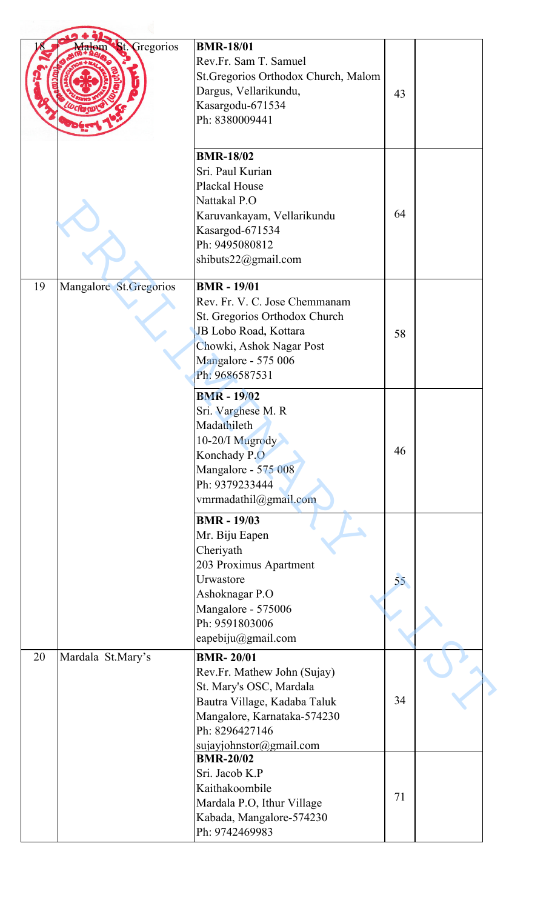| 18 | Malom St. Gregorios | **BMR-18/01**<br>Rev.Fr. Sam T. Samuel<br>St.Gregorios Orthodox Church, Malom<br>Dargus, Vellarikundu,<br>Kasargodu-671534<br>Ph: 8380009441 | 43 | |
|---|---|---|---|---|
| | | **BMR-18/02**<br>Sri. Paul Kurian<br>Plackal House<br>Nattakal P.O<br>Karuvankayam, Vellarikundu<br>Kasargod-671534<br>Ph: 9495080812<br>shibuts22@gmail.com | 64 | |
| 19 | Mangalore St.Gregorios | **BMR - 19/01**<br>Rev. Fr. V. C. Jose Chemmanam<br>St. Gregorios Orthodox Church<br>JB Lobo Road, Kottara<br>Chowki, Ashok Nagar Post<br>Mangalore - 575 006<br>Ph: 9686587531 | 58 | |
| | | **BMR - 19/02**<br>Sri. Varghese M. R<br>Madathileth<br>10-20/I Mugrody<br>Konchady P.O<br>Mangalore - 575 008<br>Ph: 9379233444<br>vmrmadathil@gmail.com | 46 | |
| | | **BMR - 19/03**<br>Mr. Biju Eapen<br>Cheriyath<br>203 Proximus Apartment<br>Urwastore<br>Ashoknagar P.O<br>Mangalore - 575006<br>Ph: 9591803006<br>eapebiju@gmail.com | 55 | |
| 20 | Mardala St.Mary's | **BMR- 20/01**<br>Rev.Fr. Mathew John (Sujay)<br>St. Mary's OSC, Mardala<br>Bautra Village, Kadaba Taluk<br>Mangalore, Karnataka-574230<br>Ph: 8296427146<br>sujayjohnstor@gmail.com | 34 | |
| | | **BMR-20/02**<br>Sri. Jacob K.P<br>Kaithakoombile<br>Mardala P.O, Ithur Village<br>Kabada, Mangalore-574230<br>Ph: 9742469983 | 71 | |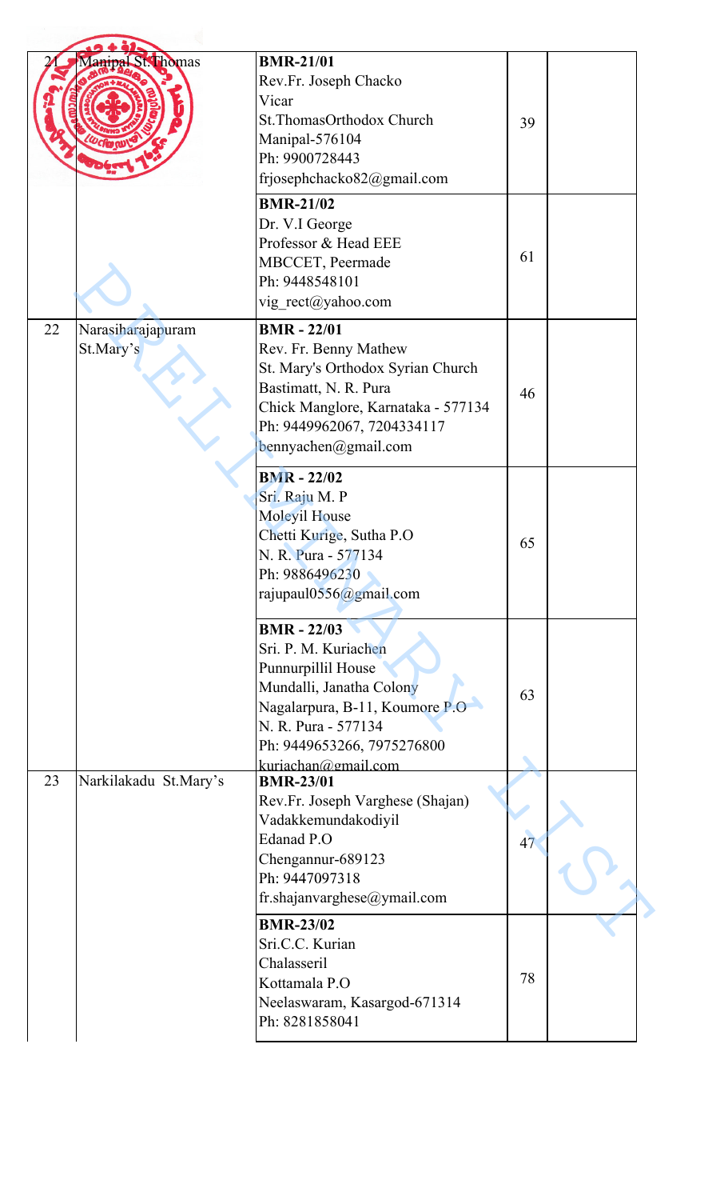| | | | | |
|---|---|---|---|---|
| 21 | Manipal St.Thomas | **BMR-21/01**<br>Rev.Fr. Joseph Chacko<br>Vicar<br>St.ThomasOrthodox Church<br>Manipal-576104<br>Ph: 9900728443<br>frjosephchacko82@gmail.com | 39 | |
| | | **BMR-21/02**<br>Dr. V.I George<br>Professor & Head EEE<br>MBCCET, Peermade<br>Ph: 9448548101<br>vig_rect@yahoo.com | 61 | |
| 22 | Narasiharajapuram St.Mary's | **BMR - 22/01**<br>Rev. Fr. Benny Mathew<br>St. Mary's Orthodox Syrian Church<br>Bastimatt, N. R. Pura<br>Chick Manglore, Karnataka - 577134<br>Ph: 9449962067, 7204334117<br>bennyachen@gmail.com | 46 | |
| | | **BMR - 22/02**<br>Sri. Raju M. P<br>Moleyil House<br>Chetti Kurige, Sutha P.O<br>N. R. Pura - 577134<br>Ph: 9886496230<br>rajupaul0556@gmail.com | 65 | |
| | | **BMR - 22/03**<br>Sri. P. M. Kuriachen<br>Punnurpillil House<br>Mundalli, Janatha Colony<br>Nagalarpura, B-11, Koumore P.O<br>N. R. Pura - 577134<br>Ph: 9449653266, 7975276800<br>kuriachan@gmail.com | 63 | |
| 23 | Narkilakadu St.Mary's | **BMR-23/01**<br>Rev.Fr. Joseph Varghese (Shajan)<br>Vadakkemundakodiyil<br>Edanad P.O<br>Chengannur-689123<br>Ph: 9447097318<br>fr.shajanvarghese@ymail.com | 47 | |
| | | **BMR-23/02**<br>Sri.C.C. Kurian<br>Chalasseril<br>Kottamala P.O<br>Neelaswaram, Kasargod-671314<br>Ph: 8281858041 | 78 | |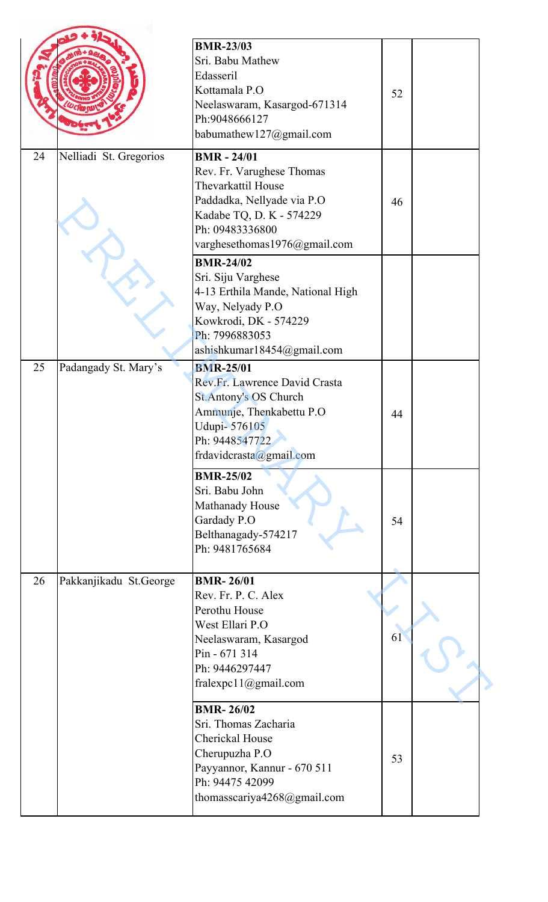| | | | | |
|---|---|---|---|---|
| | | **BMR-23/03**<br>Sri. Babu Mathew<br>Edasseril<br>Kottamala P.O<br>Neelaswaram, Kasargod-671314<br>Ph:9048666127<br>babumathew127@gmail.com | 52 | |
| 24 | Nelliadi St. Gregorios | **BMR - 24/01**<br>Rev. Fr. Varughese Thomas<br>Thevarkattil House<br>Paddadka, Nellyade via P.O<br>Kadabe TQ, D. K - 574229<br>Ph: 09483336800<br>varghesethomas1976@gmail.com | 46 | |
| | | **BMR-24/02**<br>Sri. Siju Varghese<br>4-13 Erthila Mande, National High Way, Nelyady P.O<br>Kowkrodi, DK - 574229<br>Ph: 7996883053<br>ashishkumar18454@gmail.com | | |
| 25 | Padangady St. Mary's | **BMR-25/01**<br>Rev.Fr. Lawrence David Crasta<br>St.Antony's OS Church<br>Ammunje, Thenkabettu P.O<br>Udupi- 576105<br>Ph: 9448547722<br>frdavidcrasta@gmail.com | 44 | |
| | | **BMR-25/02**<br>Sri. Babu John<br>Mathanady House<br>Gardady P.O<br>Belthanagady-574217<br>Ph: 9481765684 | 54 | |
| 26 | Pakkanjikadu St.George | **BMR- 26/01**<br>Rev. Fr. P. C. Alex<br>Perothu House<br>West Ellari P.O<br>Neelaswaram, Kasargod<br>Pin - 671 314<br>Ph: 9446297447<br>fralexpc11@gmail.com | 61 | |
| | | **BMR- 26/02**<br>Sri. Thomas Zacharia<br>Cherickal House<br>Cherupuzha P.O<br>Payyannor, Kannur - 670 511<br>Ph: 94475 42099<br>thomasscariya4268@gmail.com | 53 | |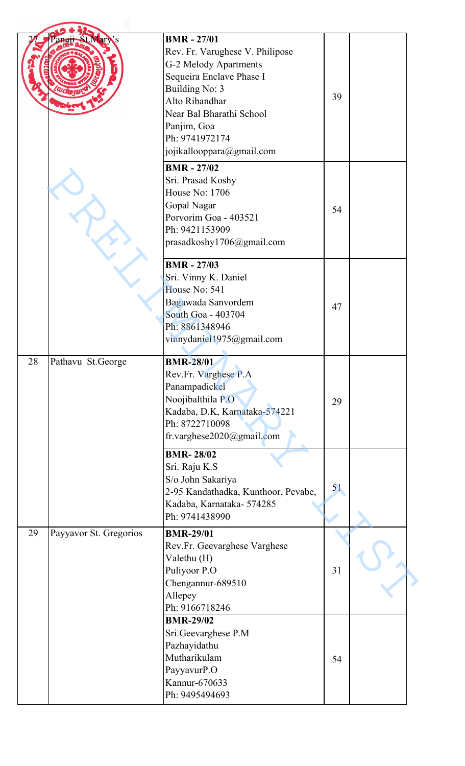| | | | | |
|---|---|---|---|---|
| 27 | Panaji St.Mary's | **BMR - 27/01**<br>Rev. Fr. Varughese V. Philipose<br>G-2 Melody Apartments<br>Sequeira Enclave Phase I<br>Building No: 3<br>Alto Ribandhar<br>Near Bal Bharathi School<br>Panjim, Goa<br>Ph: 9741972174<br>jojikallooppara@gmail.com | 39 | |
| | | **BMR - 27/02**<br>Sri. Prasad Koshy<br>House No: 1706<br>Gopal Nagar<br>Porvorim Goa - 403521<br>Ph: 9421153909<br>prasadkoshy1706@gmail.com | 54 | |
| | | **BMR - 27/03**<br>Sri. Vinny K. Daniel<br>House No: 541<br>Bagawada Sanvordem<br>South Goa - 403704<br>Ph: 8861348946<br>vinnydaniel1975@gmail.com | 47 | |
| 28 | Pathavu St.George | **BMR-28/01**<br>Rev.Fr. Varghese P.A<br>Panampadickel<br>Noojibalthila P.O<br>Kadaba, D.K, Karnataka-574221<br>Ph: 8722710098<br>fr.varghese2020@gmail.com | 29 | |
| | | **BMR- 28/02**<br>Sri. Raju K.S<br>S/o John Sakariya<br>2-95 Kandathadka, Kunthoor, Pevabe,<br>Kadaba, Karnataka- 574285<br>Ph: 9741438990 | 51 | |
| 29 | Payyavor St. Gregorios | **BMR-29/01**<br>Rev.Fr. Geevarghese Varghese<br>Valethu (H)<br>Puliyoor P.O<br>Chengannur-689510<br>Allepey<br>Ph: 9166718246 | 31 | |
| | | **BMR-29/02**<br>Sri.Geevarghese P.M<br>Pazhayidathu<br>Mutharikulam<br>PayyavurP.O<br>Kannur-670633<br>Ph: 9495494693 | 54 | |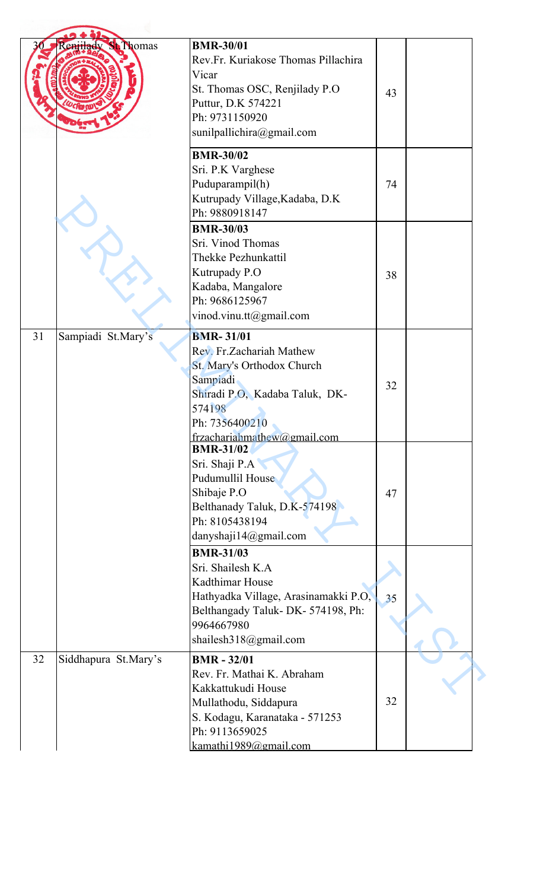| | | | | |
|---|---|---|---|---|
| 30 | Renjilady St.Thomas | **BMR-30/01**<br>Rev.Fr. Kuriakose Thomas Pillachira<br>Vicar<br>St. Thomas OSC, Renjilady P.O<br>Puttur, D.K 574221<br>Ph: 9731150920<br>sunilpallichira@gmail.com | 43 | |
| | | **BMR-30/02**<br>Sri. P.K Varghese<br>Puduparampil(h)<br>Kutrupady Village,Kadaba, D.K<br>Ph: 9880918147 | 74 | |
| | | **BMR-30/03**<br>Sri. Vinod Thomas<br>Thekke Pezhunkattil<br>Kutrupady P.O<br>Kadaba, Mangalore<br>Ph: 9686125967<br>vinod.vinu.tt@gmail.com | 38 | |
| 31 | Sampiadi St.Mary's | **BMR- 31/01**<br>Rev. Fr.Zachariah Mathew<br>St. Mary's Orthodox Church<br>Sampiadi<br>Shiradi P.O, Kadaba Taluk, DK-574198<br>Ph: 7356400210<br>frzachariahmathew@gmail.com | 32 | |
| | | **BMR-31/02**<br>Sri. Shaji P.A<br>Pudumullil House<br>Shibaje P.O<br>Belthanady Taluk, D.K-574198<br>Ph: 8105438194<br>danyshaji14@gmail.com | 47 | |
| | | **BMR-31/03**<br>Sri. Shailesh K.A<br>Kadthimar House<br>Hathyadka Village, Arasinamakki P.O, Belthangady Taluk- DK- 574198, Ph: 9964667980<br>shailesh318@gmail.com | 35 | |
| 32 | Siddhapura St.Mary's | **BMR - 32/01**<br>Rev. Fr. Mathai K. Abraham<br>Kakkattukudi House<br>Mullathodu, Siddapura<br>S. Kodagu, Karanataka - 571253<br>Ph: 9113659025<br>kamathi1989@gmail.com | 32 | |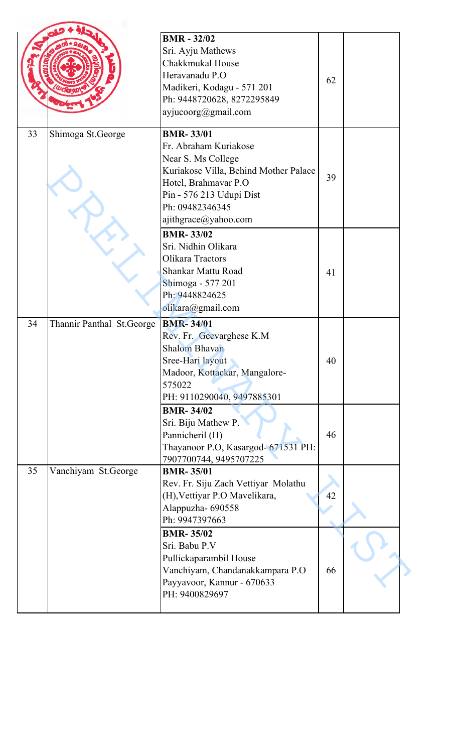| | | | | |
|---|---|---|---|---|
| | | **BMR - 32/02**<br>Sri. Ayju Mathews<br>Chakkmukal House<br>Heravanadu P.O<br>Madikeri, Kodagu - 571 201<br>Ph: 9448720628, 8272295849<br>ayjucoorg@gmail.com | 62 | |
| 33 | Shimoga St.George | **BMR- 33/01**<br>Fr. Abraham Kuriakose<br>Near S. Ms College<br>Kuriakose Villa, Behind Mother Palace Hotel, Brahmavar P.O<br>Pin - 576 213 Udupi Dist<br>Ph: 09482346345<br>ajithgrace@yahoo.com | 39 | |
| | | **BMR- 33/02**<br>Sri. Nidhin Olikara<br>Olikara Tractors<br>Shankar Mattu Road<br>Shimoga - 577 201<br>Ph: 9448824625<br>olikara@gmail.com | 41 | |
| 34 | Thannir Panthal St.George | **BMR- 34/01**<br>Rev. Fr. Geevarghese K.M<br>Shalom Bhavan<br>Sree-Hari layout<br>Madoor, Kottackar, Mangalore-575022<br>PH: 9110290040, 9497885301 | 40 | |
| | | **BMR- 34/02**<br>Sri. Biju Mathew P.<br>Pannicheril (H)<br>Thayanoor P.O, Kasargod- 671531 PH: 7907700744, 9495707225 | 46 | |
| 35 | Vanchiyam St.George | **BMR- 35/01**<br>Rev. Fr. Siju Zach Vettiyar Molathu (H), Vettiyar P.O Mavelikara, Alappuzha- 690558<br>Ph: 9947397663 | 42 | |
| | | **BMR- 35/02**<br>Sri. Babu P.V<br>Pullickaparambil House<br>Vanchiyam, Chandanakkampara P.O<br>Payyavoor, Kannur - 670633<br>PH: 9400829697 | 66 | |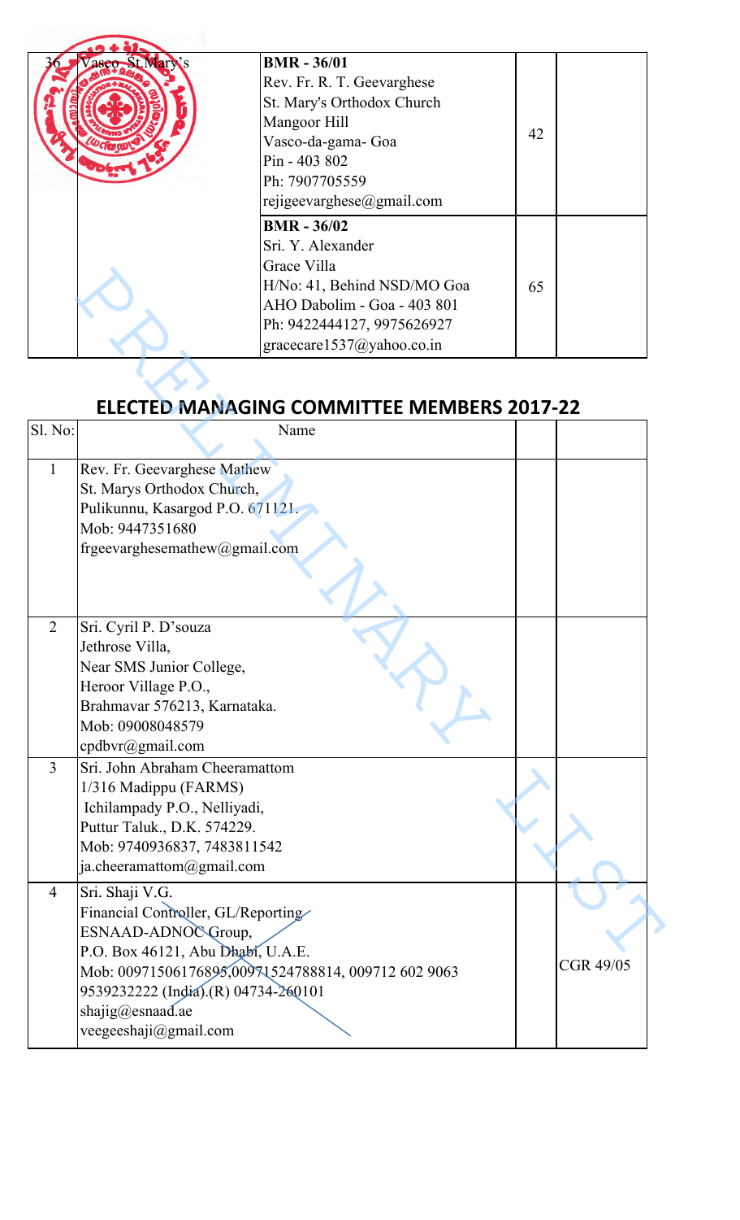| | | | | |
|---|---|---|---|---|
| 36 | Vasco St.Mary's | **BMR - 36/01**<br>Rev. Fr. R. T. Geevarghese<br>St. Mary's Orthodox Church<br>Mangoor Hill<br>Vasco-da-gama- Goa<br>Pin - 403 802<br>Ph: 7907705559<br>rejigeevarghese@gmail.com | 42 | |
| | | **BMR - 36/02**<br>Sri. Y. Alexander<br>Grace Villa<br>H/No: 41, Behind NSD/MO Goa<br>AHO Dabolim - Goa - 403 801<br>Ph: 9422444127, 9975626927<br>gracecare1537@yahoo.co.in | 65 | |

## ELECTED MANAGING COMMITTEE MEMBERS 2017-22

| Sl. No: | Name | | |
|---|---|---|---|
| 1 | Rev. Fr. Geevarghese Mathew<br>St. Marys Orthodox Church,<br>Pulikunnu, Kasargod P.O. 671121.<br>Mob: 9447351680<br>frgeevarghesemathew@gmail.com | | |
| 2 | Sri. Cyril P. D'souza<br>Jethrose Villa,<br>Near SMS Junior College,<br>Heroor Village P.O.,<br>Brahmavar 576213, Karnataka.<br>Mob: 09008048579<br>cpdbvr@gmail.com | | |
| 3 | Sri. John Abraham Cheeramattom<br>1/316 Madippu (FARMS)<br>Ichilampady P.O., Nelliyadi,<br>Puttur Taluk., D.K. 574229.<br>Mob: 9740936837, 7483811542<br>ja.cheeramattom@gmail.com | | |
| 4 | Sri. Shaji V.G.<br>Financial Controller, GL/Reporting<br>ESNAAD-ADNOC Group,<br>P.O. Box 46121, Abu Dhabi, U.A.E.<br>Mob: 00971506176895,00971524788814, 009712 602 9063<br>9539232222 (India).(R) 04734-260101<br>shajig@esnaad.ae<br>veegeeshaji@gmail.com | | CGR 49/05 |